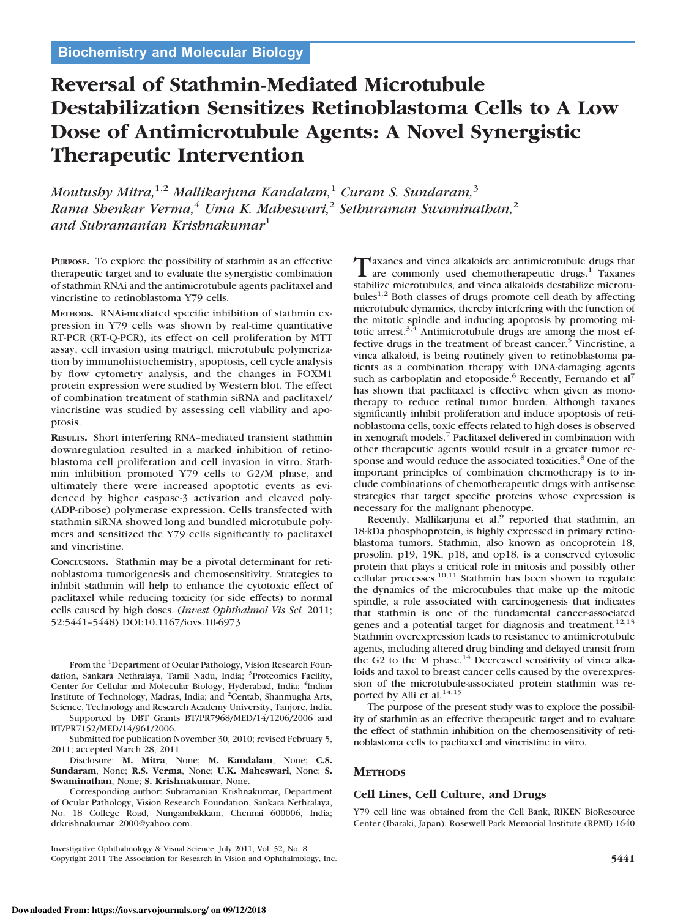Biochemistry and Molecular Biology

# Reversal of Stathmin-Mediated Microtubule Destabilization Sensitizes Retinoblastoma Cells to A Low Dose of Antimicrotubule Agents: A Novel Synergistic Therapeutic Intervention

*Moutushy Mitra,[1,2] Mallikarjuna Kandalam,[1] Curam S. Sundaram,[3] Rama Shenkar Verma,[4] Uma K. Maheswari,[2] Sethuraman Swaminathan,[2] and Subramanian Krishnakumar[1]*

**Purpose.** To explore the possibility of stathmin as an effective therapeutic target and to evaluate the synergistic combination of stathmin RNAi and the antimicrotubule agents paclitaxel and vincristine to retinoblastoma Y79 cells.

**Methods.** RNAi-mediated specific inhibition of stathmin expression in Y79 cells was shown by real-time quantitative RT-PCR (RT-Q-PCR), its effect on cell proliferation by MTT assay, cell invasion using matrigel, microtubule polymerization by immunohistochemistry, apoptosis, cell cycle analysis by flow cytometry analysis, and the changes in FOXM1 protein expression were studied by Western blot. The effect of combination treatment of stathmin siRNA and paclitaxel/vincristine was studied by assessing cell viability and apoptosis.

**Results.** Short interfering RNA–mediated transient stathmin downregulation resulted in a marked inhibition of retinoblastoma cell proliferation and cell invasion in vitro. Stathmin inhibition promoted Y79 cells to G2/M phase, and ultimately there were increased apoptotic events as evidenced by higher caspase-3 activation and cleaved poly-(ADP-ribose) polymerase expression. Cells transfected with stathmin siRNA showed long and bundled microtubule polymers and sensitized the Y79 cells significantly to paclitaxel and vincristine.

**Conclusions.** Stathmin may be a pivotal determinant for retinoblastoma tumorigenesis and chemosensitivity. Strategies to inhibit stathmin will help to enhance the cytotoxic effect of paclitaxel while reducing toxicity (or side effects) to normal cells caused by high doses. (*Invest Ophthalmol Vis Sci.* 2011;52:5441–5448) DOI:10.1167/iovs.10-6973

From the [1]Department of Ocular Pathology, Vision Research Foundation, Sankara Nethralaya, Tamil Nadu, India; [3]Proteomics Facility, Center for Cellular and Molecular Biology, Hyderabad, India; [4]Indian Institute of Technology, Madras, India; and [2]Centab, Shanmugha Arts, Science, Technology and Research Academy University, Tanjore, India.

Supported by DBT Grants BT/PR7968/MED/14/1206/2006 and BT/PR7152/MED/14/961/2006.

Submitted for publication November 30, 2010; revised February 5, 2011; accepted March 28, 2011.

Disclosure: **M. Mitra**, None; **M. Kandalam**, None; **C.S. Sundaram**, None; **R.S. Verma**, None; **U.K. Maheswari**, None; **S. Swaminathan**, None; **S. Krishnakumar**, None.

Corresponding author: Subramanian Krishnakumar, Department of Ocular Pathology, Vision Research Foundation, Sankara Nethralaya, No. 18 College Road, Nungambakkam, Chennai 600006, India; drkrishnakumar_2000@yahoo.com.

Taxanes and vinca alkaloids are antimicrotubule drugs that are commonly used chemotherapeutic drugs.[1] Taxanes stabilize microtubules, and vinca alkaloids destabilize microtubules[1,2] Both classes of drugs promote cell death by affecting microtubule dynamics, thereby interfering with the function of the mitotic spindle and inducing apoptosis by promoting mitotic arrest.[3,4] Antimicrotubule drugs are among the most effective drugs in the treatment of breast cancer.[5] Vincristine, a vinca alkaloid, is being routinely given to retinoblastoma patients as a combination therapy with DNA-damaging agents such as carboplatin and etoposide.[6] Recently, Fernando et al[7] has shown that paclitaxel is effective when given as monotherapy to reduce retinal tumor burden. Although taxanes significantly inhibit proliferation and induce apoptosis of retinoblastoma cells, toxic effects related to high doses is observed in xenograft models.[7] Paclitaxel delivered in combination with other therapeutic agents would result in a greater tumor response and would reduce the associated toxicities.[8] One of the important principles of combination chemotherapy is to include combinations of chemotherapeutic drugs with antisense strategies that target specific proteins whose expression is necessary for the malignant phenotype.

Recently, Mallikarjuna et al.[9] reported that stathmin, an 18-kDa phosphoprotein, is highly expressed in primary retinoblastoma tumors. Stathmin, also known as oncoprotein 18, prosolin, p19, 19K, p18, and op18, is a conserved cytosolic protein that plays a critical role in mitosis and possibly other cellular processes.[10,11] Stathmin has been shown to regulate the dynamics of the microtubules that make up the mitotic spindle, a role associated with carcinogenesis that indicates that stathmin is one of the fundamental cancer-associated genes and a potential target for diagnosis and treatment.[12,13] Stathmin overexpression leads to resistance to antimicrotubule agents, including altered drug binding and delayed transit from the G2 to the M phase.[14] Decreased sensitivity of vinca alkaloids and taxol to breast cancer cells caused by the overexpression of the microtubule-associated protein stathmin was reported by Alli et al.[14,15]

The purpose of the present study was to explore the possibility of stathmin as an effective therapeutic target and to evaluate the effect of stathmin inhibition on the chemosensitivity of retinoblastoma cells to paclitaxel and vincristine in vitro.

## Methods

### Cell Lines, Cell Culture, and Drugs

Y79 cell line was obtained from the Cell Bank, RIKEN BioResource Center (Ibaraki, Japan). Rosewell Park Memorial Institute (RPMI) 1640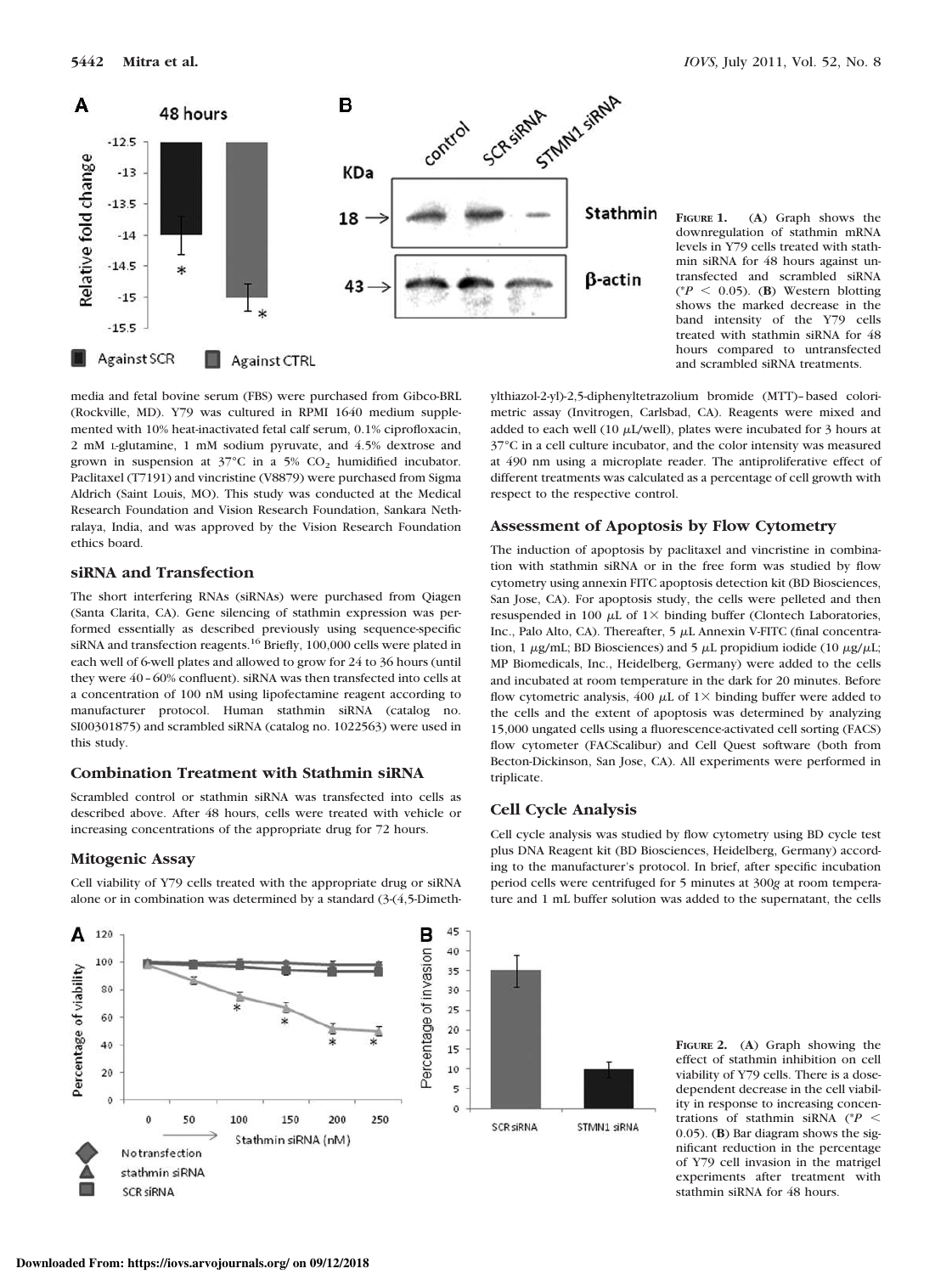**Figure 1.** (**A**) Graph shows the downregulation of stathmin mRNA levels in Y79 cells treated with stathmin siRNA for 48 hours against untransfected and scrambled siRNA (*$P < 0.05$). (**B**) Western blotting shows the marked decrease in the band intensity of the Y79 cells treated with stathmin siRNA for 48 hours compared to untransfected and scrambled siRNA treatments.

media and fetal bovine serum (FBS) were purchased from Gibco-BRL (Rockville, MD). Y79 was cultured in RPMI 1640 medium supplemented with 10% heat-inactivated fetal calf serum, 0.1% ciprofloxacin, 2 mM L-glutamine, 1 mM sodium pyruvate, and 4.5% dextrose and grown in suspension at 37°C in a 5% $CO_2$ humidified incubator. Paclitaxel (T7191) and vincristine (V8879) were purchased from Sigma Aldrich (Saint Louis, MO). This study was conducted at the Medical Research Foundation and Vision Research Foundation, Sankara Nethralaya, India, and was approved by the Vision Research Foundation ethics board.

### siRNA and Transfection

The short interfering RNAs (siRNAs) were purchased from Qiagen (Santa Clarita, CA). Gene silencing of stathmin expression was performed essentially as described previously using sequence-specific siRNA and transfection reagents.[16] Briefly, 100,000 cells were plated in each well of 6-well plates and allowed to grow for 24 to 36 hours (until they were 40–60% confluent). siRNA was then transfected into cells at a concentration of 100 nM using lipofectamine reagent according to manufacturer protocol. Human stathmin siRNA (catalog no. SI00301875) and scrambled siRNA (catalog no. 1022563) were used in this study.

### Combination Treatment with Stathmin siRNA

Scrambled control or stathmin siRNA was transfected into cells as described above. After 48 hours, cells were treated with vehicle or increasing concentrations of the appropriate drug for 72 hours.

### Mitogenic Assay

Cell viability of Y79 cells treated with the appropriate drug or siRNA alone or in combination was determined by a standard (3-(4,5-Dimethylthiazol-2-yl)-2,5-diphenyltetrazolium bromide (MTT)–based colorimetric assay (Invitrogen, Carlsbad, CA). Reagents were mixed and added to each well (10 μL/well), plates were incubated for 3 hours at 37°C in a cell culture incubator, and the color intensity was measured at 490 nm using a microplate reader. The antiproliferative effect of different treatments was calculated as a percentage of cell growth with respect to the respective control.

### Assessment of Apoptosis by Flow Cytometry

The induction of apoptosis by paclitaxel and vincristine in combination with stathmin siRNA or in the free form was studied by flow cytometry using annexin FITC apoptosis detection kit (BD Biosciences, San Jose, CA). For apoptosis study, the cells were pelleted and then resuspended in 100 μL of 1× binding buffer (Clontech Laboratories, Inc., Palo Alto, CA). Thereafter, 5 μL Annexin V-FITC (final concentration, 1 μg/mL; BD Biosciences) and 5 μL propidium iodide (10 μg/μL; MP Biomedicals, Inc., Heidelberg, Germany) were added to the cells and incubated at room temperature in the dark for 20 minutes. Before flow cytometric analysis, 400 μL of 1× binding buffer were added to the cells and the extent of apoptosis was determined by analyzing 15,000 ungated cells using a fluorescence-activated cell sorting (FACS) flow cytometer (FACScalibur) and Cell Quest software (both from Becton-Dickinson, San Jose, CA). All experiments were performed in triplicate.

### Cell Cycle Analysis

Cell cycle analysis was studied by flow cytometry using BD cycle test plus DNA Reagent kit (BD Biosciences, Heidelberg, Germany) according to the manufacturer's protocol. In brief, after specific incubation period cells were centrifuged for 5 minutes at 300*g* at room temperature and 1 mL buffer solution was added to the supernatant, the cells

**Figure 2.** (**A**) Graph showing the effect of stathmin inhibition on cell viability of Y79 cells. There is a dose-dependent decrease in the cell viability in response to increasing concentrations of stathmin siRNA (*$P < 0.05$). (**B**) Bar diagram shows the significant reduction in the percentage of Y79 cell invasion in the matrigel experiments after treatment with stathmin siRNA for 48 hours.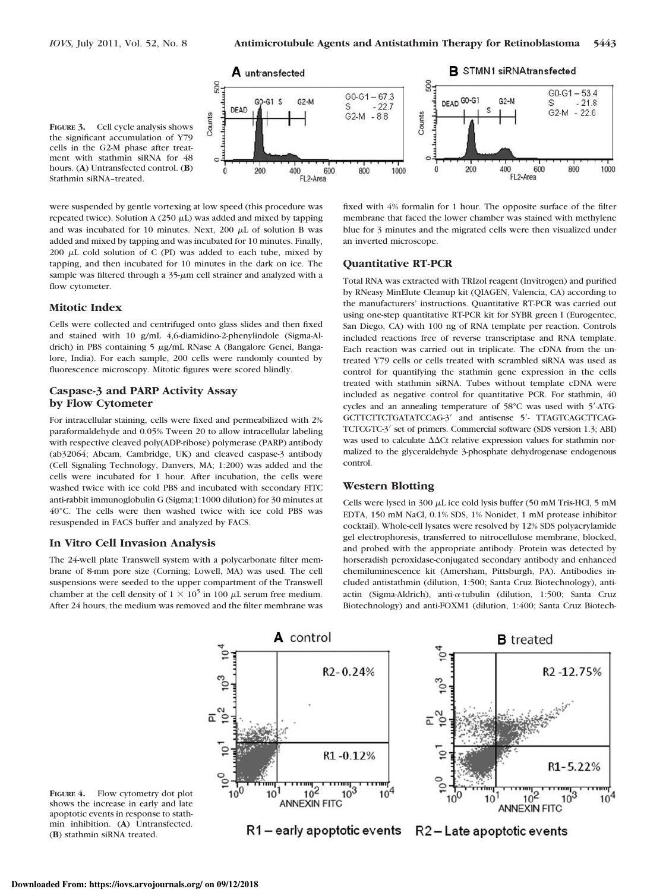FIGURE 3. Cell cycle analysis shows the significant accumulation of Y79 cells in the G2-M phase after treatment with stathmin siRNA for 48 hours. (**A**) Untransfected control. (**B**) Stathmin siRNA–treated.

were suspended by gentle vortexing at low speed (this procedure was repeated twice). Solution A (250 μL) was added and mixed by tapping and was incubated for 10 minutes. Next, 200 μL of solution B was added and mixed by tapping and was incubated for 10 minutes. Finally, 200 μL cold solution of C (PI) was added to each tube, mixed by tapping, and then incubated for 10 minutes in the dark on ice. The sample was filtered through a 35-μm cell strainer and analyzed with a flow cytometer.

### Mitotic Index

Cells were collected and centrifuged onto glass slides and then fixed and stained with 10 g/mL 4,6-diamidino-2-phenylindole (Sigma-Aldrich) in PBS containing 5 μg/mL RNase A (Bangalore Genei, Bangalore, India). For each sample, 200 cells were randomly counted by fluorescence microscopy. Mitotic figures were scored blindly.

### Caspase-3 and PARP Activity Assay by Flow Cytometer

For intracellular staining, cells were fixed and permeabilized with 2% paraformaldehyde and 0.05% Tween 20 to allow intracellular labeling with respective cleaved poly(ADP-ribose) polymerase (PARP) antibody (ab32064; Abcam, Cambridge, UK) and cleaved caspase-3 antibody (Cell Signaling Technology, Danvers, MA; 1:200) was added and the cells were incubated for 1 hour. After incubation, the cells were washed twice with ice cold PBS and incubated with secondary FITC anti-rabbit immunoglobulin G (Sigma;1:1000 dilution) for 30 minutes at 40°C. The cells were then washed twice with ice cold PBS was resuspended in FACS buffer and analyzed by FACS.

### In Vitro Cell Invasion Analysis

The 24-well plate Transwell system with a polycarbonate filter membrane of 8-mm pore size (Corning; Lowell, MA) was used. The cell suspensions were seeded to the upper compartment of the Transwell chamber at the cell density of $1 \times 10^5$ in 100 μL serum free medium. After 24 hours, the medium was removed and the filter membrane was fixed with 4% formalin for 1 hour. The opposite surface of the filter membrane that faced the lower chamber was stained with methylene blue for 3 minutes and the migrated cells were then visualized under an inverted microscope.

### Quantitative RT-PCR

Total RNA was extracted with TRIzol reagent (Invitrogen) and purified by RNeasy MinElute Cleanup kit (QIAGEN, Valencia, CA) according to the manufacturers' instructions. Quantitative RT-PCR was carried out using one-step quantitative RT-PCR kit for SYBR green I (Eurogentec, San Diego, CA) with 100 ng of RNA template per reaction. Controls included reactions free of reverse transcriptase and RNA template. Each reaction was carried out in triplicate. The cDNA from the untreated Y79 cells or cells treated with scrambled siRNA was used as control for quantifying the stathmin gene expression in the cells treated with stathmin siRNA. Tubes without template cDNA were included as negative control for quantitative PCR. For stathmin, 40 cycles and an annealing temperature of 58°C was used with 5′-ATGGCTTCTTCTGATATCCAG-3′ and antisense 5′- TTAGTCAGCTTCAGTCTCGTC-3′ set of primers. Commercial software (SDS version 1.3; ABI) was used to calculate ΔΔCt relative expression values for stathmin normalized to the glyceraldehyde 3-phosphate dehydrogenase endogenous control.

### Western Blotting

Cells were lysed in 300 μL ice cold lysis buffer (50 mM Tris-HCl, 5 mM EDTA, 150 mM NaCl, 0.1% SDS, 1% Nonidet, 1 mM protease inhibitor cocktail). Whole-cell lysates were resolved by 12% SDS polyacrylamide gel electrophoresis, transferred to nitrocellulose membrane, blocked, and probed with the appropriate antibody. Protein was detected by horseradish peroxidase-conjugated secondary antibody and enhanced chemiluminescence kit (Amersham, Pittsburgh, PA). Antibodies included antistathmin (dilution, 1:500; Santa Cruz Biotechnology), anti-actin (Sigma-Aldrich), anti-α-tubulin (dilution, 1:500; Santa Cruz Biotechnology) and anti-FOXM1 (dilution, 1:400; Santa Cruz Biotech-

FIGURE 4. Flow cytometry dot plot shows the increase in early and late apoptotic events in response to stathmin inhibition. (**A**) Untransfected. (**B**) stathmin siRNA treated.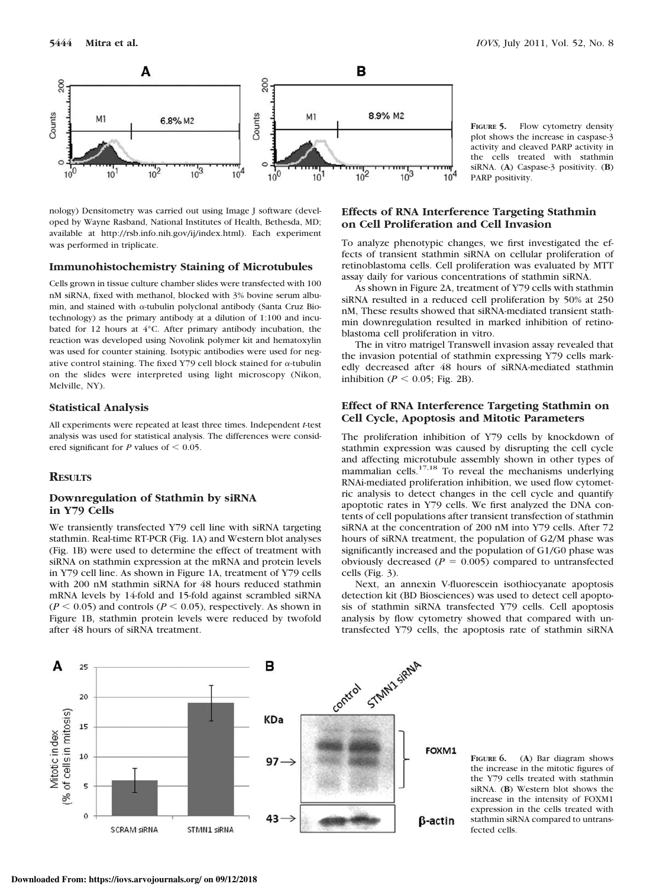FIGURE 5. Flow cytometry density plot shows the increase in caspase-3 activity and cleaved PARP activity in the cells treated with stathmin siRNA. (A) Caspase-3 positivity. (B) PARP positivity.

nology) Densitometry was carried out using Image J software (developed by Wayne Rasband, National Institutes of Health, Bethesda, MD; available at http://rsb.info.nih.gov/ij/index.html). Each experiment was performed in triplicate.

### Immunohistochemistry Staining of Microtubules

Cells grown in tissue culture chamber slides were transfected with 100 nM siRNA, fixed with methanol, blocked with 3% bovine serum albumin, and stained with α-tubulin polyclonal antibody (Santa Cruz Biotechnology) as the primary antibody at a dilution of 1:100 and incubated for 12 hours at 4°C. After primary antibody incubation, the reaction was developed using Novolink polymer kit and hematoxylin was used for counter staining. Isotypic antibodies were used for negative control staining. The fixed Y79 cell block stained for α-tubulin on the slides were interpreted using light microscopy (Nikon, Melville, NY).

### Statistical Analysis

All experiments were repeated at least three times. Independent *t*-test analysis was used for statistical analysis. The differences were considered significant for *P* values of $< 0.05$.

## RESULTS

### Downregulation of Stathmin by siRNA in Y79 Cells

We transiently transfected Y79 cell line with siRNA targeting stathmin. Real-time RT-PCR (Fig. 1A) and Western blot analyses (Fig. 1B) were used to determine the effect of treatment with siRNA on stathmin expression at the mRNA and protein levels in Y79 cell line. As shown in Figure 1A, treatment of Y79 cells with 200 nM stathmin siRNA for 48 hours reduced stathmin mRNA levels by 14-fold and 15-fold against scrambled siRNA ($P < 0.05$) and controls ($P < 0.05$), respectively. As shown in Figure 1B, stathmin protein levels were reduced by twofold after 48 hours of siRNA treatment.

### Effects of RNA Interference Targeting Stathmin on Cell Proliferation and Cell Invasion

To analyze phenotypic changes, we first investigated the effects of transient stathmin siRNA on cellular proliferation of retinoblastoma cells. Cell proliferation was evaluated by MTT assay daily for various concentrations of stathmin siRNA.

As shown in Figure 2A, treatment of Y79 cells with stathmin siRNA resulted in a reduced cell proliferation by 50% at 250 nM, These results showed that siRNA-mediated transient stathmin downregulation resulted in marked inhibition of retinoblastoma cell proliferation in vitro.

The in vitro matrigel Transwell invasion assay revealed that the invasion potential of stathmin expressing Y79 cells markedly decreased after 48 hours of siRNA-mediated stathmin inhibition ($P < 0.05$; Fig. 2B).

### Effect of RNA Interference Targeting Stathmin on Cell Cycle, Apoptosis and Mitotic Parameters

The proliferation inhibition of Y79 cells by knockdown of stathmin expression was caused by disrupting the cell cycle and affecting microtubule assembly shown in other types of mammalian cells.[17,18] To reveal the mechanisms underlying RNAi-mediated proliferation inhibition, we used flow cytometric analysis to detect changes in the cell cycle and quantify apoptotic rates in Y79 cells. We first analyzed the DNA contents of cell populations after transient transfection of stathmin siRNA at the concentration of 200 nM into Y79 cells. After 72 hours of siRNA treatment, the population of G2/M phase was significantly increased and the population of G1/G0 phase was obviously decreased ($P = 0.005$) compared to untransfected cells (Fig. 3).

Next, an annexin V-fluorescein isothiocyanate apoptosis detection kit (BD Biosciences) was used to detect cell apoptosis of stathmin siRNA transfected Y79 cells. Cell apoptosis analysis by flow cytometry showed that compared with untransfected Y79 cells, the apoptosis rate of stathmin siRNA

FIGURE 6. (A) Bar diagram shows the increase in the mitotic figures of the Y79 cells treated with stathmin siRNA. (B) Western blot shows the increase in the intensity of FOXM1 expression in the cells treated with stathmin siRNA compared to untransfected cells.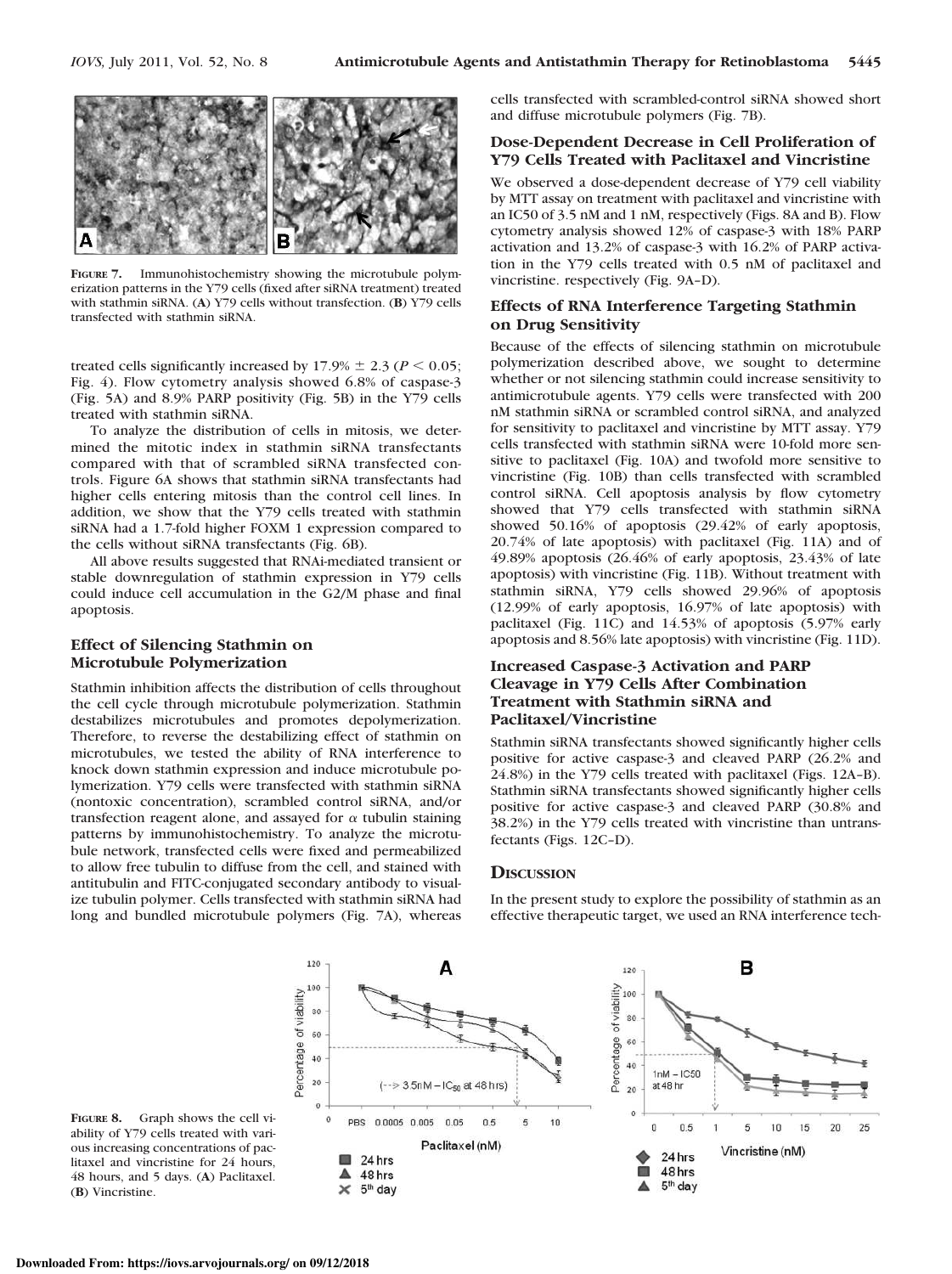**Figure 7.** Immunohistochemistry showing the microtubule polymerization patterns in the Y79 cells (fixed after siRNA treatment) treated with stathmin siRNA. (**A**) Y79 cells without transfection. (**B**) Y79 cells transfected with stathmin siRNA.

treated cells significantly increased by 17.9% ± 2.3 ($P < 0.05$; Fig. 4). Flow cytometry analysis showed 6.8% of caspase-3 (Fig. 5A) and 8.9% PARP positivity (Fig. 5B) in the Y79 cells treated with stathmin siRNA.

To analyze the distribution of cells in mitosis, we determined the mitotic index in stathmin siRNA transfectants compared with that of scrambled siRNA transfected controls. Figure 6A shows that stathmin siRNA transfectants had higher cells entering mitosis than the control cell lines. In addition, we show that the Y79 cells treated with stathmin siRNA had a 1.7-fold higher FOXM 1 expression compared to the cells without siRNA transfectants (Fig. 6B).

All above results suggested that RNAi-mediated transient or stable downregulation of stathmin expression in Y79 cells could induce cell accumulation in the G2/M phase and final apoptosis.

### Effect of Silencing Stathmin on Microtubule Polymerization

Stathmin inhibition affects the distribution of cells throughout the cell cycle through microtubule polymerization. Stathmin destabilizes microtubules and promotes depolymerization. Therefore, to reverse the destabilizing effect of stathmin on microtubules, we tested the ability of RNA interference to knock down stathmin expression and induce microtubule polymerization. Y79 cells were transfected with stathmin siRNA (nontoxic concentration), scrambled control siRNA, and/or transfection reagent alone, and assayed for $\alpha$ tubulin staining patterns by immunohistochemistry. To analyze the microtubule network, transfected cells were fixed and permeabilized to allow free tubulin to diffuse from the cell, and stained with antitubulin and FITC-conjugated secondary antibody to visualize tubulin polymer. Cells transfected with stathmin siRNA had long and bundled microtubule polymers (Fig. 7A), whereas cells transfected with scrambled-control siRNA showed short and diffuse microtubule polymers (Fig. 7B).

### Dose-Dependent Decrease in Cell Proliferation of Y79 Cells Treated with Paclitaxel and Vincristine

We observed a dose-dependent decrease of Y79 cell viability by MTT assay on treatment with paclitaxel and vincristine with an IC50 of 3.5 nM and 1 nM, respectively (Figs. 8A and B). Flow cytometry analysis showed 12% of caspase-3 with 18% PARP activation and 13.2% of caspase-3 with 16.2% of PARP activation in the Y79 cells treated with 0.5 nM of paclitaxel and vincristine. respectively (Fig. 9A–D).

### Effects of RNA Interference Targeting Stathmin on Drug Sensitivity

Because of the effects of silencing stathmin on microtubule polymerization described above, we sought to determine whether or not silencing stathmin could increase sensitivity to antimicrotubule agents. Y79 cells were transfected with 200 nM stathmin siRNA or scrambled control siRNA, and analyzed for sensitivity to paclitaxel and vincristine by MTT assay. Y79 cells transfected with stathmin siRNA were 10-fold more sensitive to paclitaxel (Fig. 10A) and twofold more sensitive to vincristine (Fig. 10B) than cells transfected with scrambled control siRNA. Cell apoptosis analysis by flow cytometry showed that Y79 cells transfected with stathmin siRNA showed 50.16% of apoptosis (29.42% of early apoptosis, 20.74% of late apoptosis) with paclitaxel (Fig. 11A) and of 49.89% apoptosis (26.46% of early apoptosis, 23.43% of late apoptosis) with vincristine (Fig. 11B). Without treatment with stathmin siRNA, Y79 cells showed 29.96% of apoptosis (12.99% of early apoptosis, 16.97% of late apoptosis) with paclitaxel (Fig. 11C) and 14.53% of apoptosis (5.97% early apoptosis and 8.56% late apoptosis) with vincristine (Fig. 11D).

### Increased Caspase-3 Activation and PARP Cleavage in Y79 Cells After Combination Treatment with Stathmin siRNA and Paclitaxel/Vincristine

Stathmin siRNA transfectants showed significantly higher cells positive for active caspase-3 and cleaved PARP (26.2% and 24.8%) in the Y79 cells treated with paclitaxel (Figs. 12A–B). Stathmin siRNA transfectants showed significantly higher cells positive for active caspase-3 and cleaved PARP (30.8% and 38.2%) in the Y79 cells treated with vincristine than untransfectants (Figs. 12C–D).

## Discussion

In the present study to explore the possibility of stathmin as an effective therapeutic target, we used an RNA interference tech-

**Figure 8.** Graph shows the cell viability of Y79 cells treated with various increasing concentrations of paclitaxel and vincristine for 24 hours, 48 hours, and 5 days. (**A**) Paclitaxel. (**B**) Vincristine.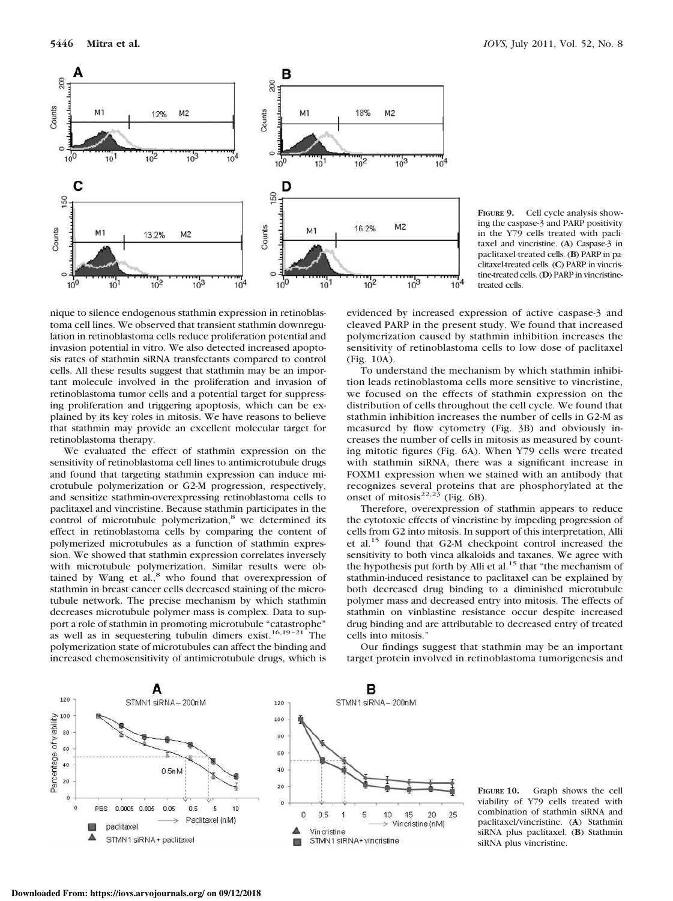**Figure 9.** Cell cycle analysis showing the caspase-3 and PARP positivity in the Y79 cells treated with paclitaxel and vincristine. (**A**) Caspase-3 in paclitaxel-treated cells. (**B**) PARP in paclitaxel-treated cells. (**C**) PARP in vincristine-treated cells. (**D**) PARP in vincristine-treated cells.

nique to silence endogenous stathmin expression in retinoblastoma cell lines. We observed that transient stathmin downregulation in retinoblastoma cells reduce proliferation potential and invasion potential in vitro. We also detected increased apoptosis rates of stathmin siRNA transfectants compared to control cells. All these results suggest that stathmin may be an important molecule involved in the proliferation and invasion of retinoblastoma tumor cells and a potential target for suppressing proliferation and triggering apoptosis, which can be explained by its key roles in mitosis. We have reasons to believe that stathmin may provide an excellent molecular target for retinoblastoma therapy.

We evaluated the effect of stathmin expression on the sensitivity of retinoblastoma cell lines to antimicrotubule drugs and found that targeting stathmin expression can induce microtubule polymerization or G2-M progression, respectively, and sensitize stathmin-overexpressing retinoblastoma cells to paclitaxel and vincristine. Because stathmin participates in the control of microtubule polymerization,[8] we determined its effect in retinoblastoma cells by comparing the content of polymerized microtubules as a function of stathmin expression. We showed that stathmin expression correlates inversely with microtubule polymerization. Similar results were obtained by Wang et al.,[8] who found that overexpression of stathmin in breast cancer cells decreased staining of the microtubule network. The precise mechanism by which stathmin decreases microtubule polymer mass is complex. Data to support a role of stathmin in promoting microtubule "catastrophe" as well as in sequestering tubulin dimers exist.[16,19–21] The polymerization state of microtubules can affect the binding and increased chemosensitivity of antimicrotubule drugs, which is evidenced by increased expression of active caspase-3 and cleaved PARP in the present study. We found that increased polymerization caused by stathmin inhibition increases the sensitivity of retinoblastoma cells to low dose of paclitaxel (Fig. 10A).

To understand the mechanism by which stathmin inhibition leads retinoblastoma cells more sensitive to vincristine, we focused on the effects of stathmin expression on the distribution of cells throughout the cell cycle. We found that stathmin inhibition increases the number of cells in G2-M as measured by flow cytometry (Fig. 3B) and obviously increases the number of cells in mitosis as measured by counting mitotic figures (Fig. 6A). When Y79 cells were treated with stathmin siRNA, there was a significant increase in FOXM1 expression when we stained with an antibody that recognizes several proteins that are phosphorylated at the onset of mitosis[22,23] (Fig. 6B).

Therefore, overexpression of stathmin appears to reduce the cytotoxic effects of vincristine by impeding progression of cells from G2 into mitosis. In support of this interpretation, Alli et al.[15] found that G2-M checkpoint control increased the sensitivity to both vinca alkaloids and taxanes. We agree with the hypothesis put forth by Alli et al.[15] that "the mechanism of stathmin-induced resistance to paclitaxel can be explained by both decreased drug binding to a diminished microtubule polymer mass and decreased entry into mitosis. The effects of stathmin on vinblastine resistance occur despite increased drug binding and are attributable to decreased entry of treated cells into mitosis."

Our findings suggest that stathmin may be an important target protein involved in retinoblastoma tumorigenesis and

**Figure 10.** Graph shows the cell viability of Y79 cells treated with combination of stathmin siRNA and paclitaxel/vincristine. (**A**) Stathmin siRNA plus paclitaxel. (**B**) Stathmin siRNA plus vincristine.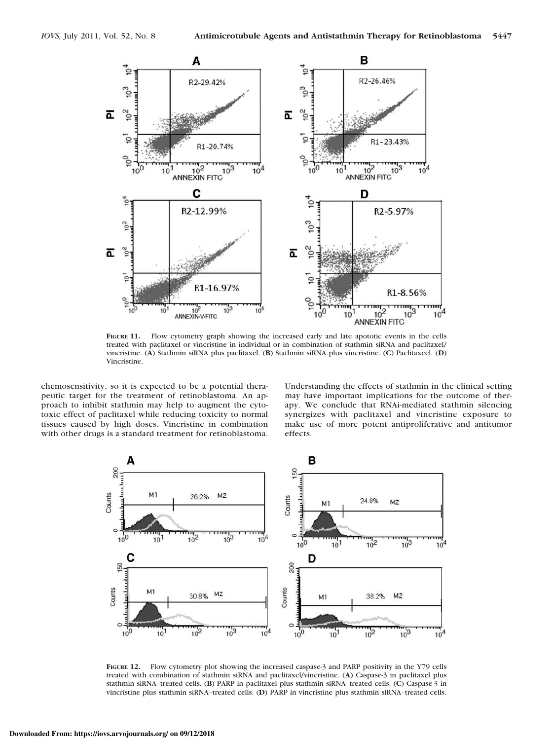**Figure 11.** Flow cytometry graph showing the increased early and late apotoptic events in the cells treated with paclitaxel or vincristine in individual or in combination of stathmin siRNA and paclitaxel/vincristine. (**A**) Stathmin siRNA plus paclitaxel. (**B**) Stathmin siRNA plus vincristine. (**C**) Paclitaxcel. (**D**) Vincristine.

chemosensitivity, so it is expected to be a potential therapeutic target for the treatment of retinoblastoma. An approach to inhibit stathmin may help to augment the cytotoxic effect of paclitaxel while reducing toxicity to normal tissues caused by high doses. Vincristine in combination with other drugs is a standard treatment for retinoblastoma. Understanding the effects of stathmin in the clinical setting may have important implications for the outcome of therapy. We conclude that RNAi-mediated stathmin silencing synergizes with paclitaxel and vincristine exposure to make use of more potent antiproliferative and antitumor effects.

**Figure 12.** Flow cytometry plot showing the increased caspase-3 and PARP positivity in the Y79 cells treated with combination of stathmin siRNA and paclitaxel/vincristine. (**A**) Caspase-3 in paclitaxel plus stathmin siRNA–treated cells. (**B**) PARP in paclitaxel plus stathmin siRNA–treated cells. (**C**) Caspase-3 in vincristine plus stathmin siRNA–treated cells. (**D**) PARP in vincristine plus stathmin siRNA–treated cells.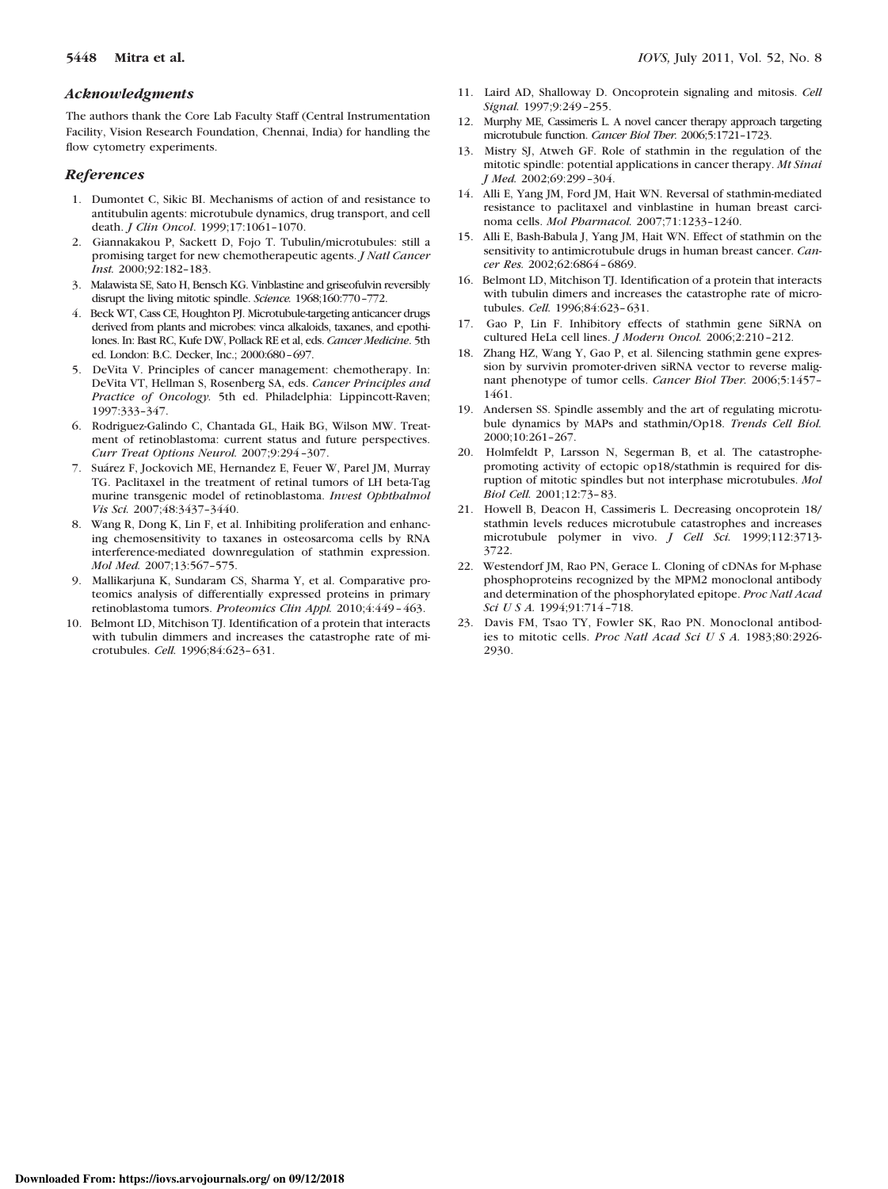### Acknowledgments

The authors thank the Core Lab Faculty Staff (Central Instrumentation Facility, Vision Research Foundation, Chennai, India) for handling the flow cytometry experiments.

### References

1. Dumontet C, Sikic BI. Mechanisms of action of and resistance to antitubulin agents: microtubule dynamics, drug transport, and cell death. *J Clin Oncol*. 1999;17:1061–1070.
2. Giannakakou P, Sackett D, Fojo T. Tubulin/microtubules: still a promising target for new chemotherapeutic agents. *J Natl Cancer Inst.* 2000;92:182–183.
3. Malawista SE, Sato H, Bensch KG. Vinblastine and griseofulvin reversibly disrupt the living mitotic spindle. *Science.* 1968;160:770–772.
4. Beck WT, Cass CE, Houghton PJ. Microtubule-targeting anticancer drugs derived from plants and microbes: vinca alkaloids, taxanes, and epothilones. In: Bast RC, Kufe DW, Pollack RE et al, eds. *Cancer Medicine*. 5th ed. London: B.C. Decker, Inc.; 2000:680–697.
5. DeVita V. Principles of cancer management: chemotherapy. In: DeVita VT, Hellman S, Rosenberg SA, eds. *Cancer Principles and Practice of Oncology*. 5th ed. Philadelphia: Lippincott-Raven; 1997:333–347.
6. Rodriguez-Galindo C, Chantada GL, Haik BG, Wilson MW. Treatment of retinoblastoma: current status and future perspectives. *Curr Treat Options Neurol.* 2007;9:294–307.
7. Suárez F, Jockovich ME, Hernandez E, Feuer W, Parel JM, Murray TG. Paclitaxel in the treatment of retinal tumors of LH beta-Tag murine transgenic model of retinoblastoma. *Invest Ophthalmol Vis Sci.* 2007;48:3437–3440.
8. Wang R, Dong K, Lin F, et al. Inhibiting proliferation and enhancing chemosensitivity to taxanes in osteosarcoma cells by RNA interference-mediated downregulation of stathmin expression. *Mol Med.* 2007;13:567–575.
9. Mallikarjuna K, Sundaram CS, Sharma Y, et al. Comparative proteomics analysis of differentially expressed proteins in primary retinoblastoma tumors. *Proteomics Clin Appl.* 2010;4:449–463.
10. Belmont LD, Mitchison TJ. Identification of a protein that interacts with tubulin dimmers and increases the catastrophe rate of microtubules. *Cell.* 1996;84:623–631.
11. Laird AD, Shalloway D. Oncoprotein signaling and mitosis. *Cell Signal.* 1997;9:249–255.
12. Murphy ME, Cassimeris L. A novel cancer therapy approach targeting microtubule function. *Cancer Biol Ther.* 2006;5:1721–1723.
13. Mistry SJ, Atweh GF. Role of stathmin in the regulation of the mitotic spindle: potential applications in cancer therapy. *Mt Sinai J Med.* 2002;69:299–304.
14. Alli E, Yang JM, Ford JM, Hait WN. Reversal of stathmin-mediated resistance to paclitaxel and vinblastine in human breast carcinoma cells. *Mol Pharmacol.* 2007;71:1233–1240.
15. Alli E, Bash-Babula J, Yang JM, Hait WN. Effect of stathmin on the sensitivity to antimicrotubule drugs in human breast cancer. *Cancer Res.* 2002;62:6864–6869.
16. Belmont LD, Mitchison TJ. Identification of a protein that interacts with tubulin dimers and increases the catastrophe rate of microtubules. *Cell.* 1996;84:623–631.
17. Gao P, Lin F. Inhibitory effects of stathmin gene SiRNA on cultured HeLa cell lines. *J Modern Oncol.* 2006;2:210–212.
18. Zhang HZ, Wang Y, Gao P, et al. Silencing stathmin gene expression by survivin promoter-driven siRNA vector to reverse malignant phenotype of tumor cells. *Cancer Biol Ther.* 2006;5:1457–1461.
19. Andersen SS. Spindle assembly and the art of regulating microtubule dynamics by MAPs and stathmin/Op18. *Trends Cell Biol.* 2000;10:261–267.
20. Holmfeldt P, Larsson N, Segerman B, et al. The catastrophe-promoting activity of ectopic op18/stathmin is required for disruption of mitotic spindles but not interphase microtubules. *Mol Biol Cell.* 2001;12:73–83.
21. Howell B, Deacon H, Cassimeris L. Decreasing oncoprotein 18/stathmin levels reduces microtubule catastrophes and increases microtubule polymer in vivo. *J Cell Sci.* 1999;112:3713-3722.
22. Westendorf JM, Rao PN, Gerace L. Cloning of cDNAs for M-phase phosphoproteins recognized by the MPM2 monoclonal antibody and determination of the phosphorylated epitope. *Proc Natl Acad Sci U S A.* 1994;91:714–718.
23. Davis FM, Tsao TY, Fowler SK, Rao PN. Monoclonal antibodies to mitotic cells. *Proc Natl Acad Sci U S A.* 1983;80:2926-2930.